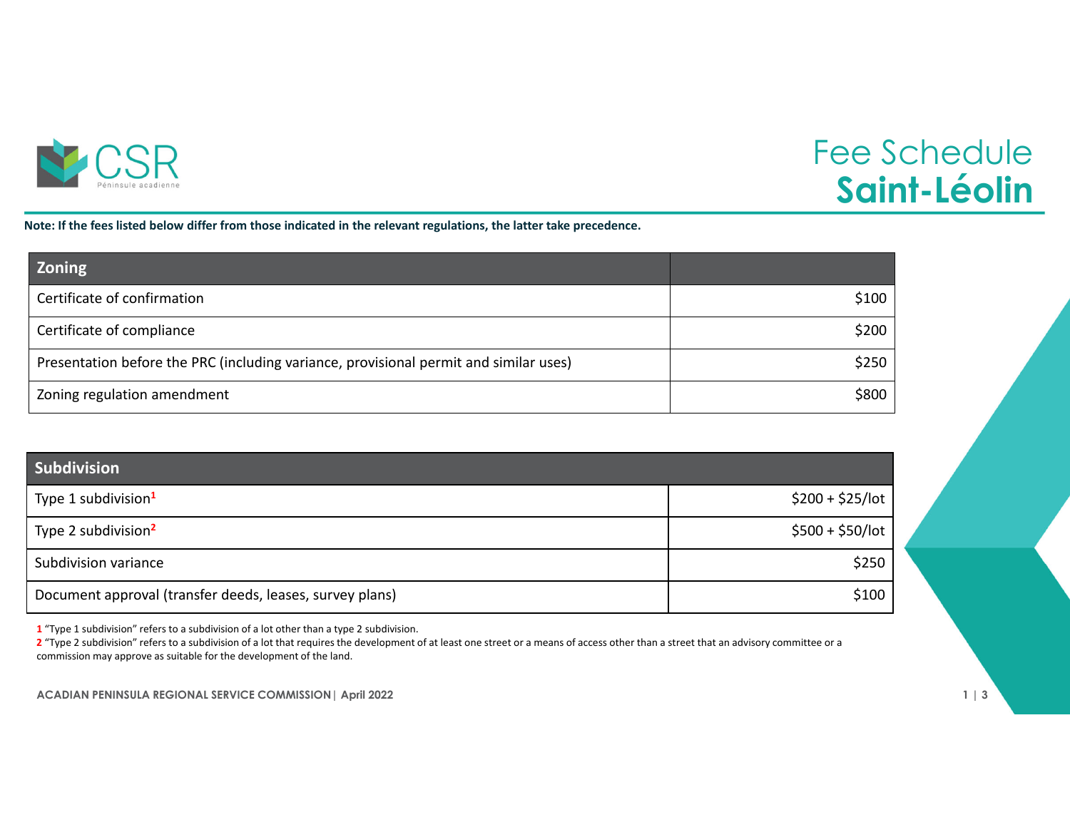# Fee Schedule
# Saint-Léolin

**Note: If the fees listed below differ from those indicated in the relevant regulations, the latter take precedence.**

| Zoning | |
|---|---|
| Certificate of confirmation | $100 |
| Certificate of compliance | $200 |
| Presentation before the PRC (including variance, provisional permit and similar uses) | $250 |
| Zoning regulation amendment | $800 |

| Subdivision | |
|---|---|
| Type 1 subdivision[1] | $200 + $25/lot |
| Type 2 subdivision[2] | $500 + $50/lot |
| Subdivision variance | $250 |
| Document approval (transfer deeds, leases, survey plans) | $100 |

1 "Type 1 subdivision" refers to a subdivision of a lot other than a type 2 subdivision.

2 "Type 2 subdivision" refers to a subdivision of a lot that requires the development of at least one street or a means of access other than a street that an advisory committee or a commission may approve as suitable for the development of the land.

ACADIAN PENINSULA REGIONAL SERVICE COMMISSION | April 2022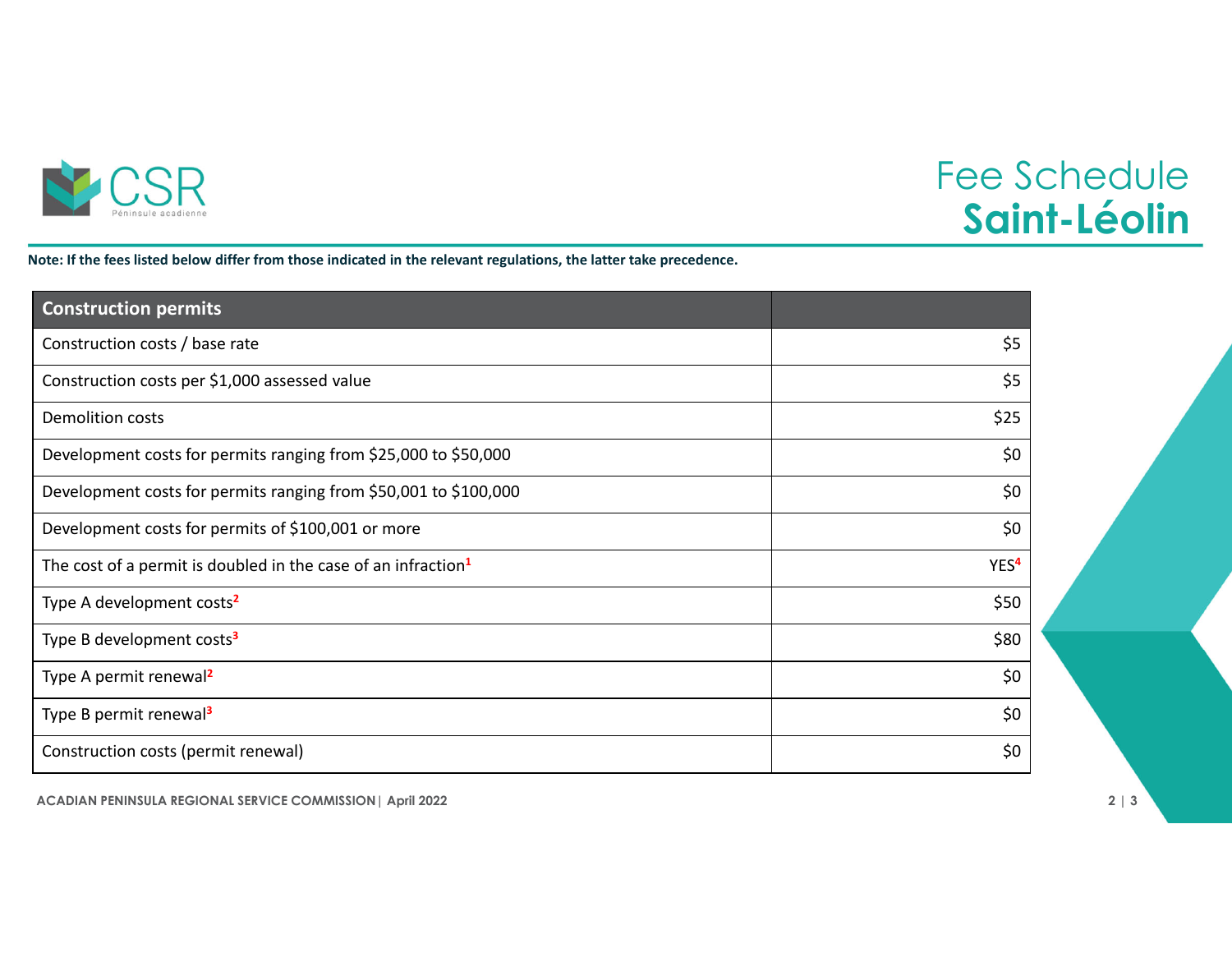# Fee Schedule
## Saint-Léolin

**Note: If the fees listed below differ from those indicated in the relevant regulations, the latter take precedence.**

| Construction permits | |
|---|---|
| Construction costs / base rate | $5 |
| Construction costs per $1,000 assessed value | $5 |
| Demolition costs | $25 |
| Development costs for permits ranging from $25,000 to $50,000 | $0 |
| Development costs for permits ranging from $50,001 to $100,000 | $0 |
| Development costs for permits of $100,001 or more | $0 |
| The cost of a permit is doubled in the case of an infraction[1] | YES[4] |
| Type A development costs[2] | $50 |
| Type B development costs[3] | $80 |
| Type A permit renewal[2] | $0 |
| Type B permit renewal[3] | $0 |
| Construction costs (permit renewal) | $0 |

ACADIAN PENINSULA REGIONAL SERVICE COMMISSION | April 2022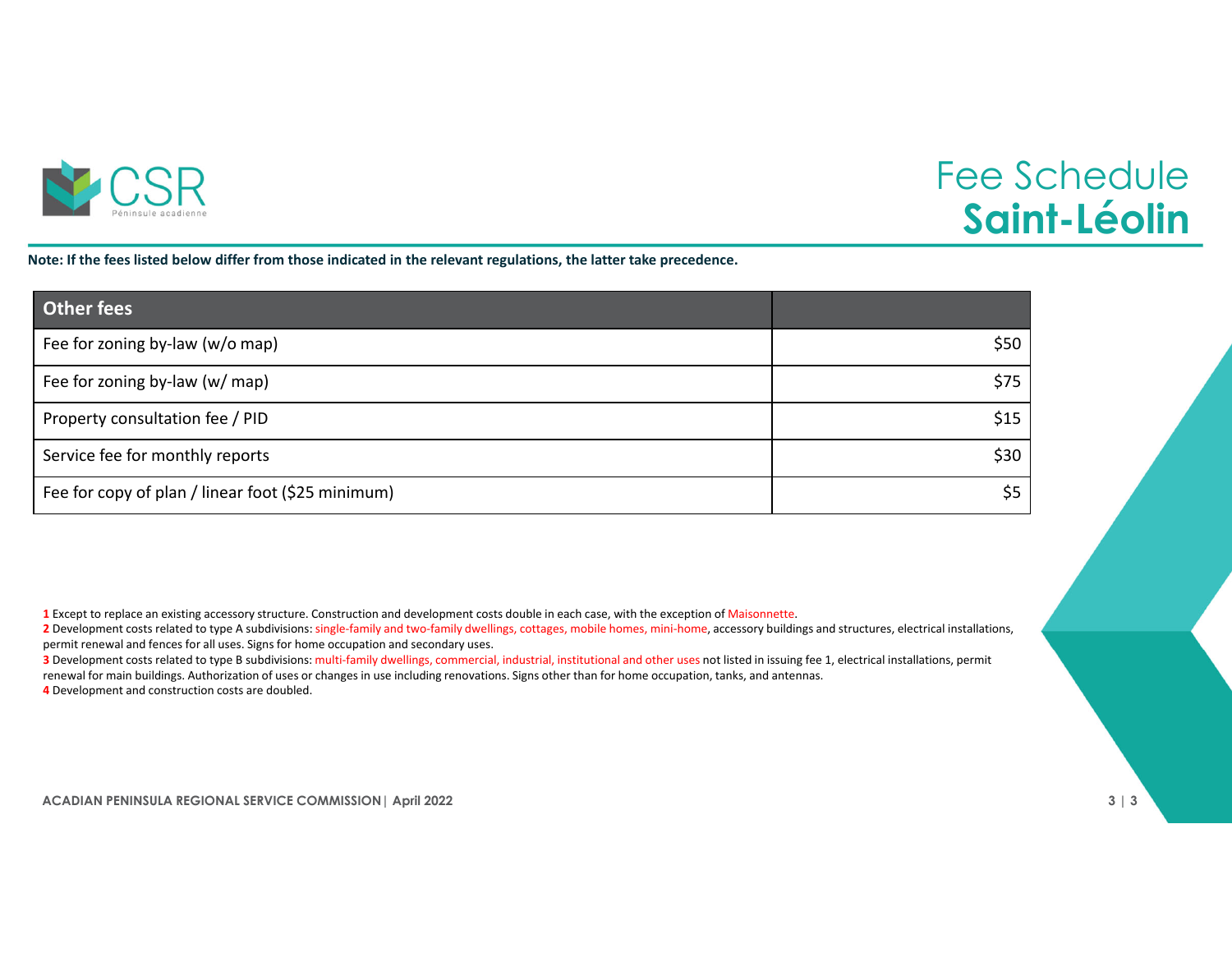# Fee Schedule
## Saint-Léolin

**Note: If the fees listed below differ from those indicated in the relevant regulations, the latter take precedence.**

| Other fees | |
|---|---|
| Fee for zoning by-law (w/o map) | $50 |
| Fee for zoning by-law (w/ map) | $75 |
| Property consultation fee / PID | $15 |
| Service fee for monthly reports | $30 |
| Fee for copy of plan / linear foot ($25 minimum) | $5 |

1 Except to replace an existing accessory structure. Construction and development costs double in each case, with the exception of Maisonnette.
2 Development costs related to type A subdivisions: single-family and two-family dwellings, cottages, mobile homes, mini-home, accessory buildings and structures, electrical installations, permit renewal and fences for all uses. Signs for home occupation and secondary uses.
3 Development costs related to type B subdivisions: multi-family dwellings, commercial, industrial, institutional and other uses not listed in issuing fee 1, electrical installations, permit renewal for main buildings. Authorization of uses or changes in use including renovations. Signs other than for home occupation, tanks, and antennas.
4 Development and construction costs are doubled.

**ACADIAN PENINSULA REGIONAL SERVICE COMMISSION | April 2022**